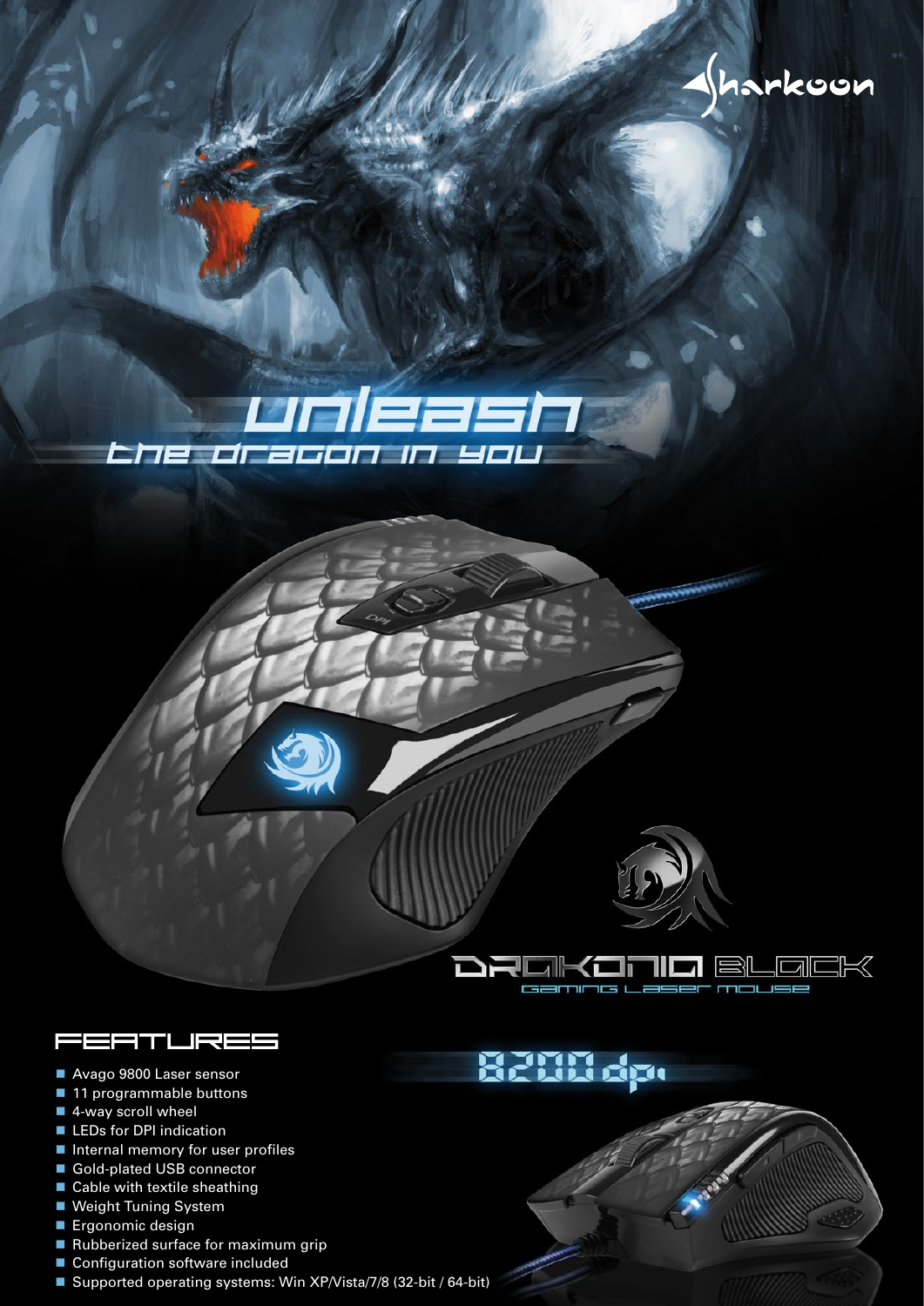Sharkoon

# unleash
## the dragon in you

# DRAKONIA BLACK
### Gaming Laser Mouse

## 8200 dpi

## FEATURES

- Avago 9800 Laser sensor
- 11 programmable buttons
- 4-way scroll wheel
- LEDs for DPI indication
- Internal memory for user profiles
- Gold-plated USB connector
- Cable with textile sheathing
- Weight Tuning System
- Ergonomic design
- Rubberized surface for maximum grip
- Configuration software included
- Supported operating systems: Win XP/Vista/7/8 (32-bit / 64-bit)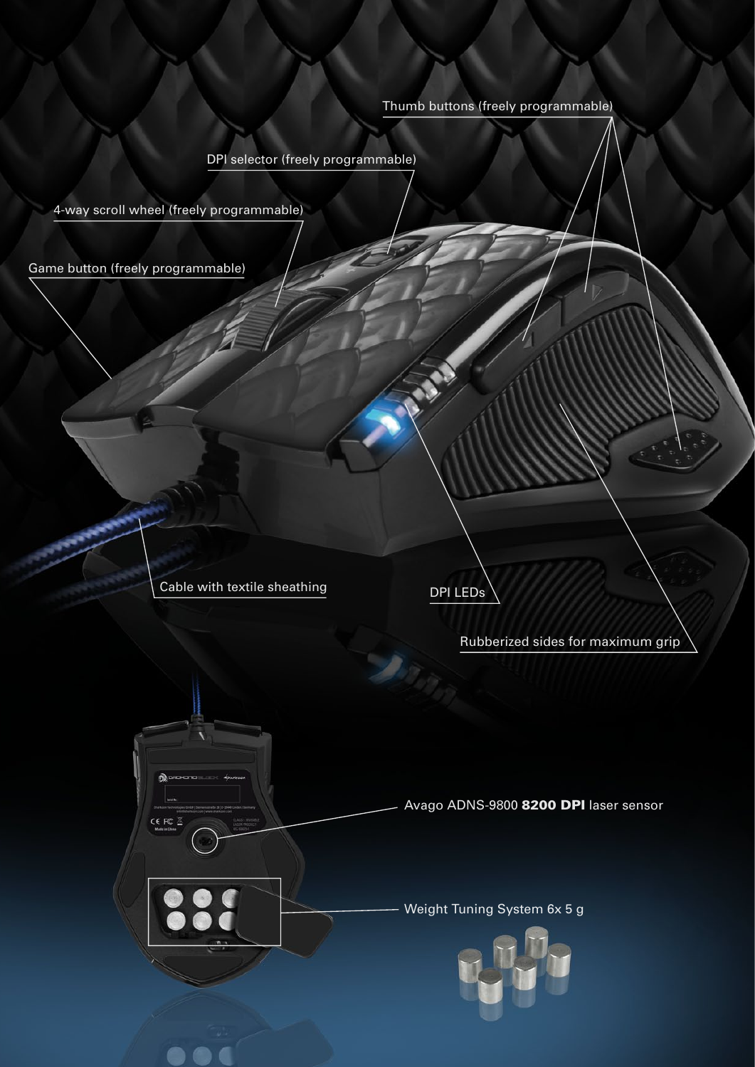Thumb buttons (freely programmable)

DPI selector (freely programmable)

4-way scroll wheel (freely programmable)

Game button (freely programmable)

Cable with textile sheathing

DPI LEDs

Rubberized sides for maximum grip

Avago ADNS-9800 **8200 DPI** laser sensor

Weight Tuning System 6x 5 g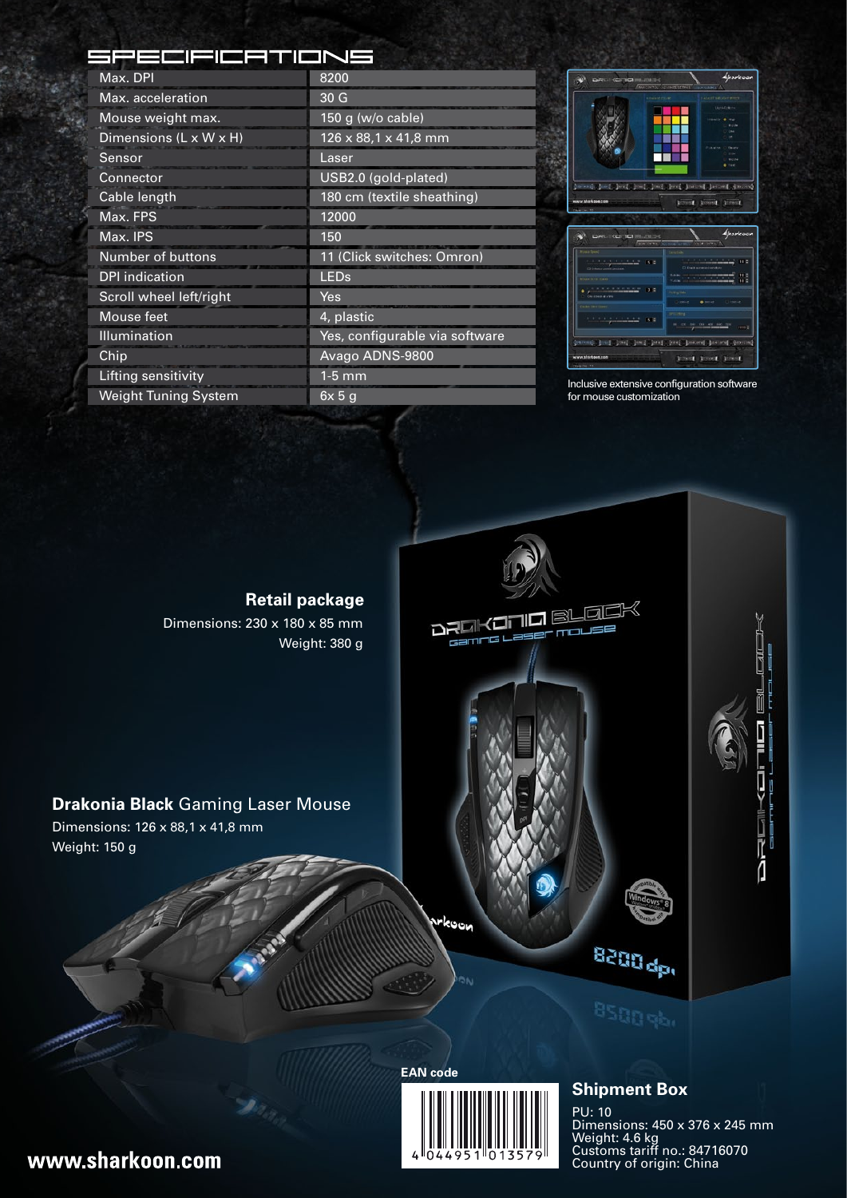## SPECIFICATIONS

| | |
|---|---|
| Max. DPI | 8200 |
| Max. acceleration | 30 G |
| Mouse weight max. | 150 g (w/o cable) |
| Dimensions (L x W x H) | 126 x 88,1 x 41,8 mm |
| Sensor | Laser |
| Connector | USB2.0 (gold-plated) |
| Cable length | 180 cm (textile sheathing) |
| Max. FPS | 12000 |
| Max. IPS | 150 |
| Number of buttons | 11 (Click switches: Omron) |
| DPI indication | LEDs |
| Scroll wheel left/right | Yes |
| Mouse feet | 4, plastic |
| Illumination | Yes, configurable via software |
| Chip | Avago ADNS-9800 |
| Lifting sensitivity | 1-5 mm |
| Weight Tuning System | 6x 5 g |

Inclusive extensive configuration software for mouse customization

**Retail package**

Dimensions: 230 x 180 x 85 mm

Weight: 380 g

**Drakonia Black** Gaming Laser Mouse

Dimensions: 126 x 88,1 x 41,8 mm

Weight: 150 g

**EAN code**

4 044951 013579

### Shipment Box

PU: 10

Dimensions: 450 x 376 x 245 mm

Weight: 4.6 kg

Customs tariff no.: 84716070

Country of origin: China

**www.sharkoon.com**